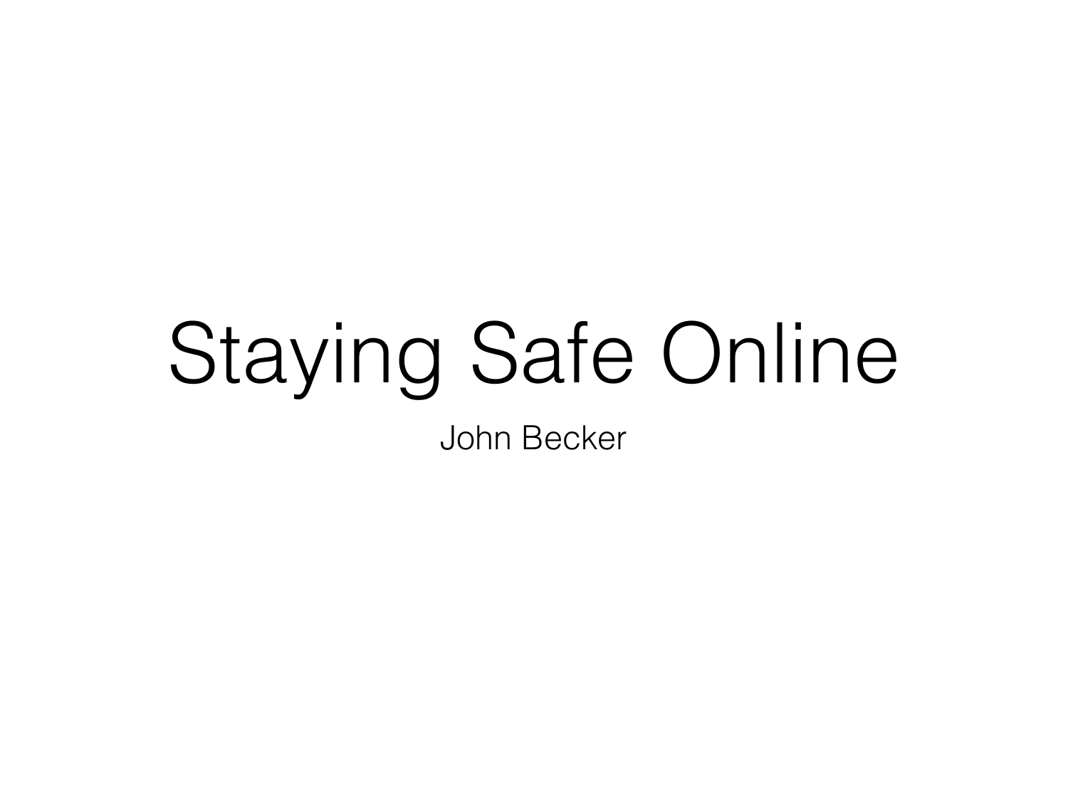# Staying Safe Online

John Becker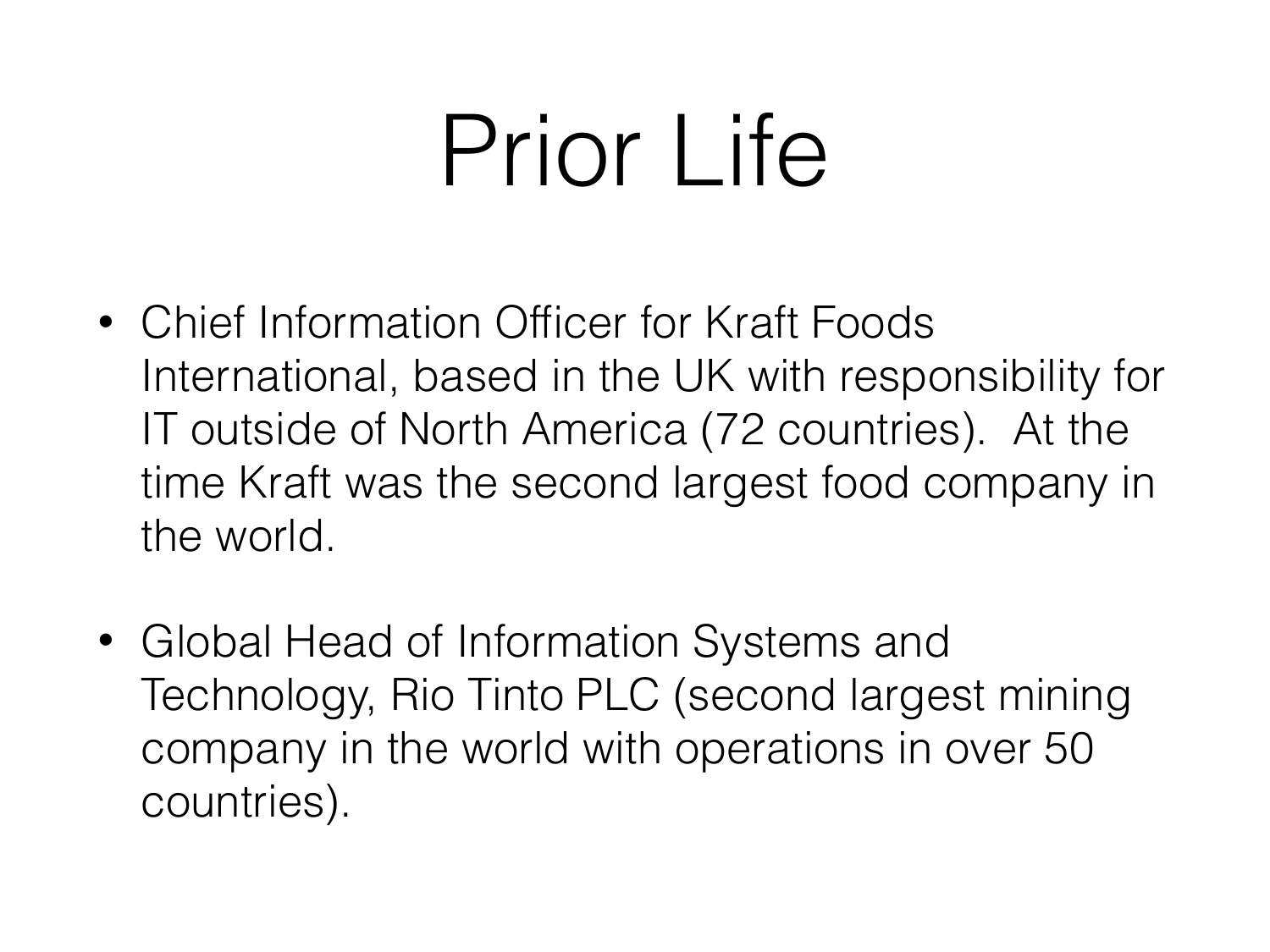# Prior Life

- Chief Information Officer for Kraft Foods International, based in the UK with responsibility for IT outside of North America (72 countries). At the time Kraft was the second largest food company in the world.

- Global Head of Information Systems and Technology, Rio Tinto PLC (second largest mining company in the world with operations in over 50 countries).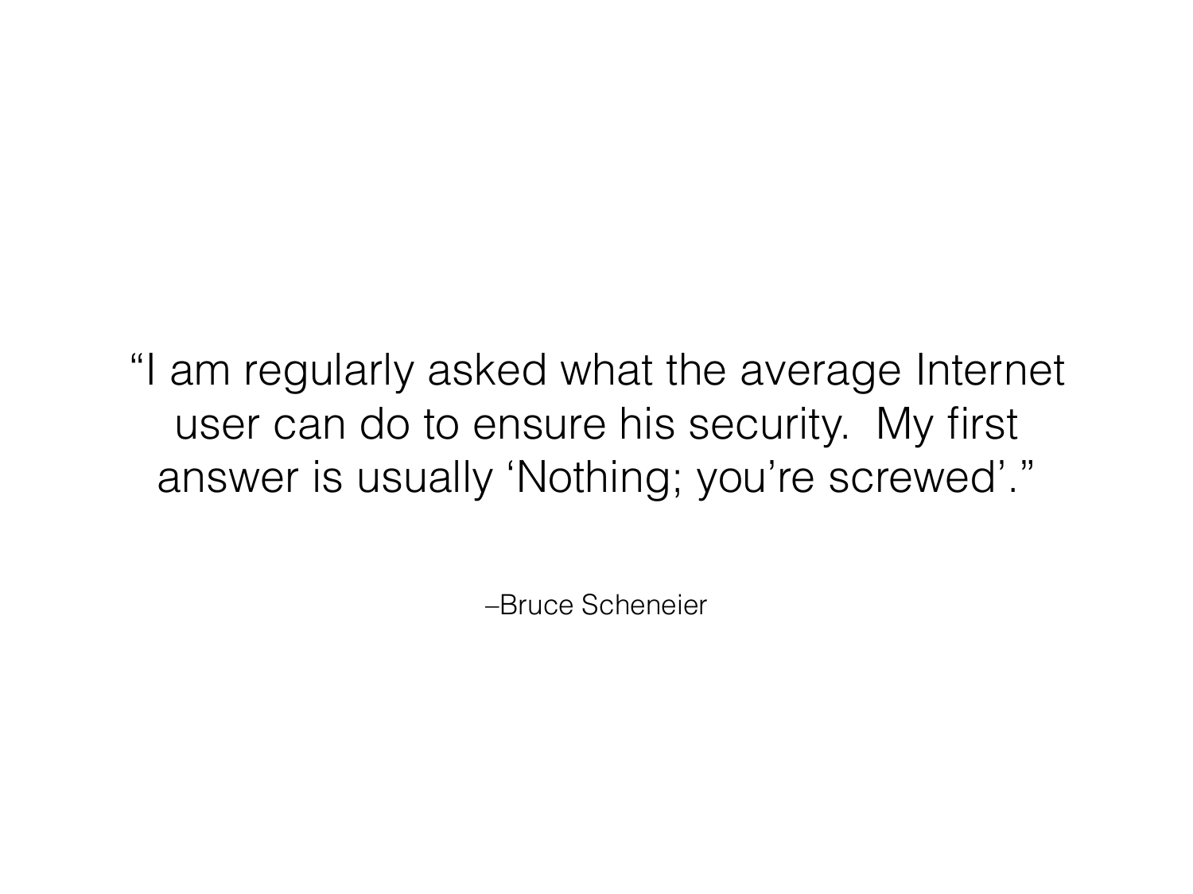"I am regularly asked what the average Internet user can do to ensure his security. My first answer is usually 'Nothing; you're screwed'."

–Bruce Scheneier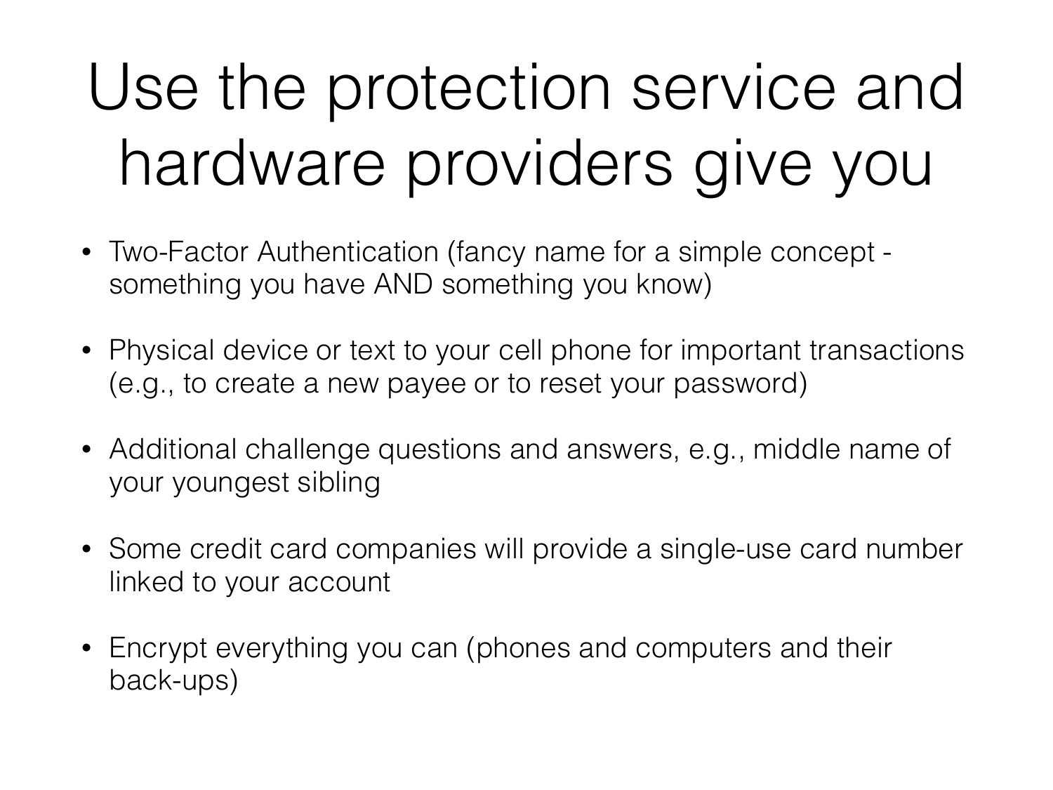# Use the protection service and hardware providers give you

- Two-Factor Authentication (fancy name for a simple concept - something you have AND something you know)
- Physical device or text to your cell phone for important transactions (e.g., to create a new payee or to reset your password)
- Additional challenge questions and answers, e.g., middle name of your youngest sibling
- Some credit card companies will provide a single-use card number linked to your account
- Encrypt everything you can (phones and computers and their back-ups)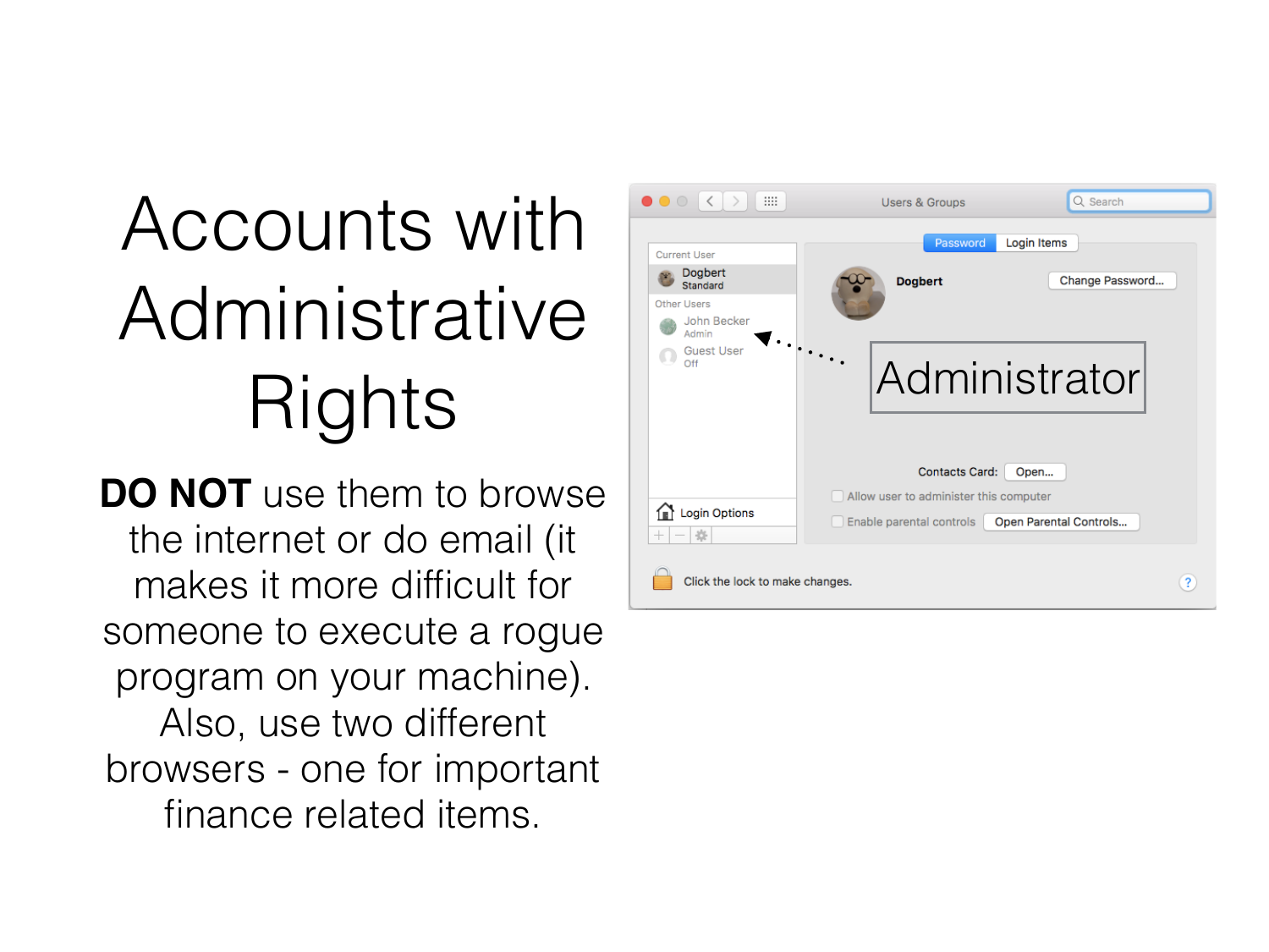# Accounts with Administrative Rights

**DO NOT** use them to browse the internet or do email (it makes it more difficult for someone to execute a rogue program on your machine). Also, use two different browsers - one for important finance related items.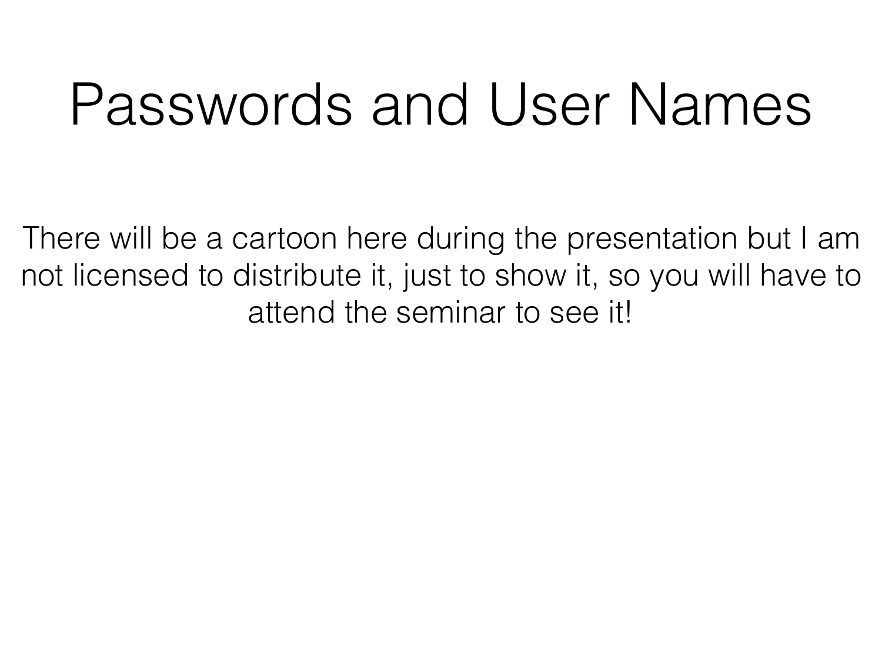# Passwords and User Names

There will be a cartoon here during the presentation but I am not licensed to distribute it, just to show it, so you will have to attend the seminar to see it!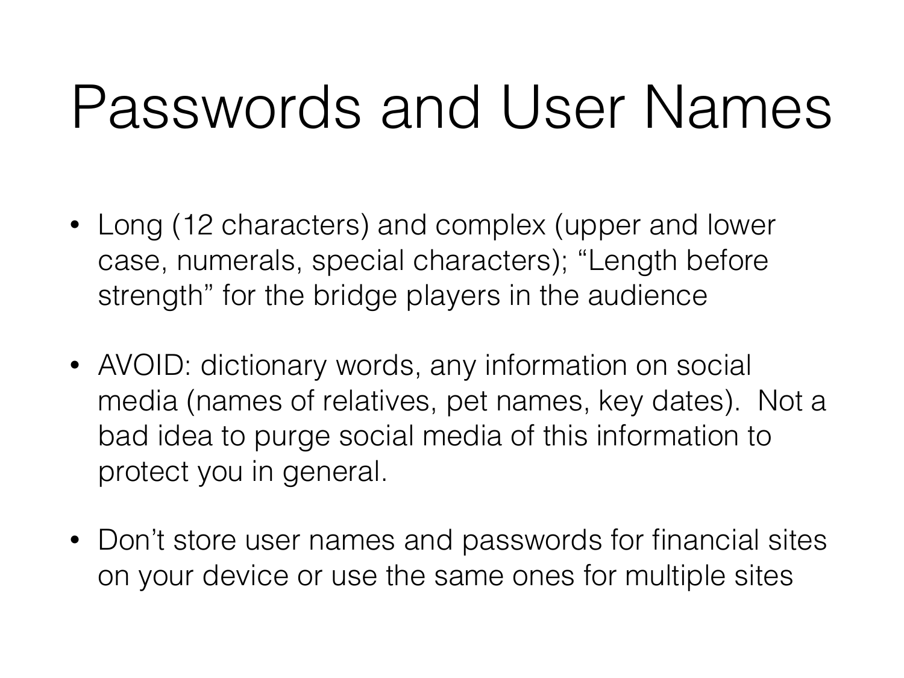# Passwords and User Names

- Long (12 characters) and complex (upper and lower case, numerals, special characters); “Length before strength” for the bridge players in the audience
- AVOID: dictionary words, any information on social media (names of relatives, pet names, key dates). Not a bad idea to purge social media of this information to protect you in general.
- Don’t store user names and passwords for financial sites on your device or use the same ones for multiple sites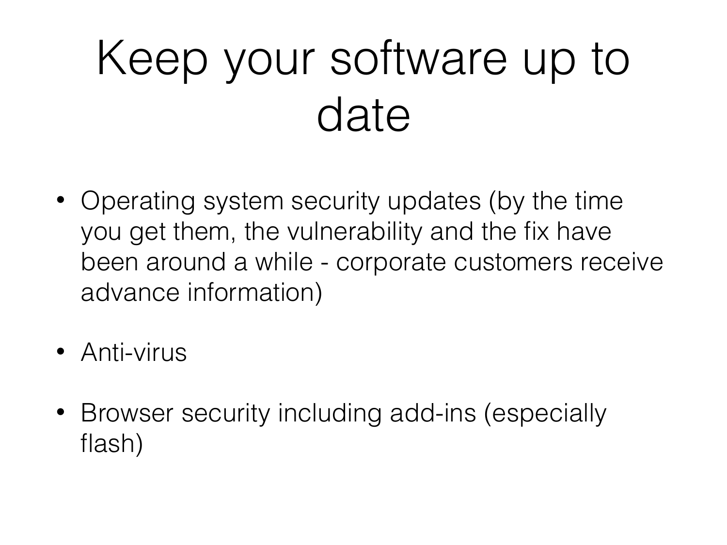# Keep your software up to date

- Operating system security updates (by the time you get them, the vulnerability and the fix have been around a while - corporate customers receive advance information)
- Anti-virus
- Browser security including add-ins (especially flash)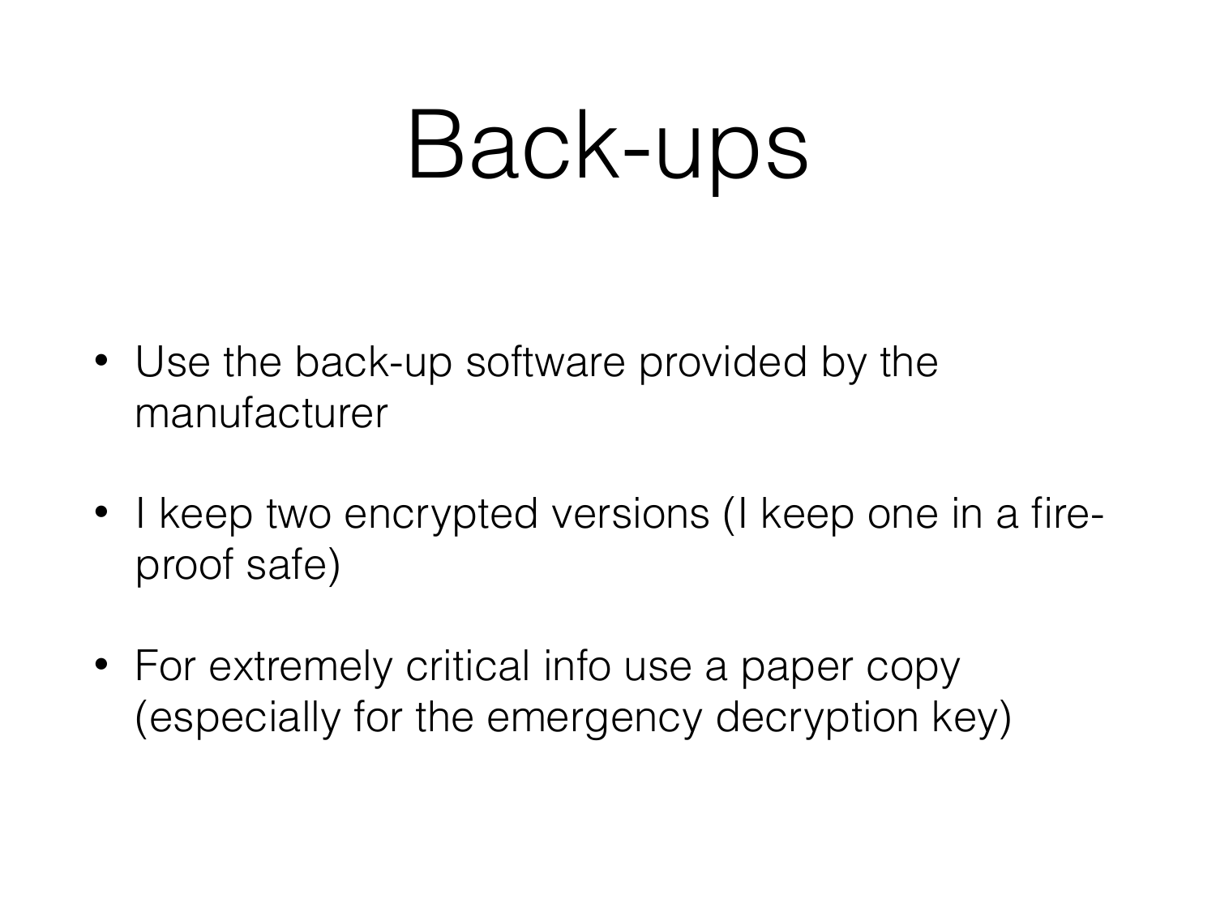# Back-ups

- Use the back-up software provided by the manufacturer
- I keep two encrypted versions (I keep one in a fire-proof safe)
- For extremely critical info use a paper copy (especially for the emergency decryption key)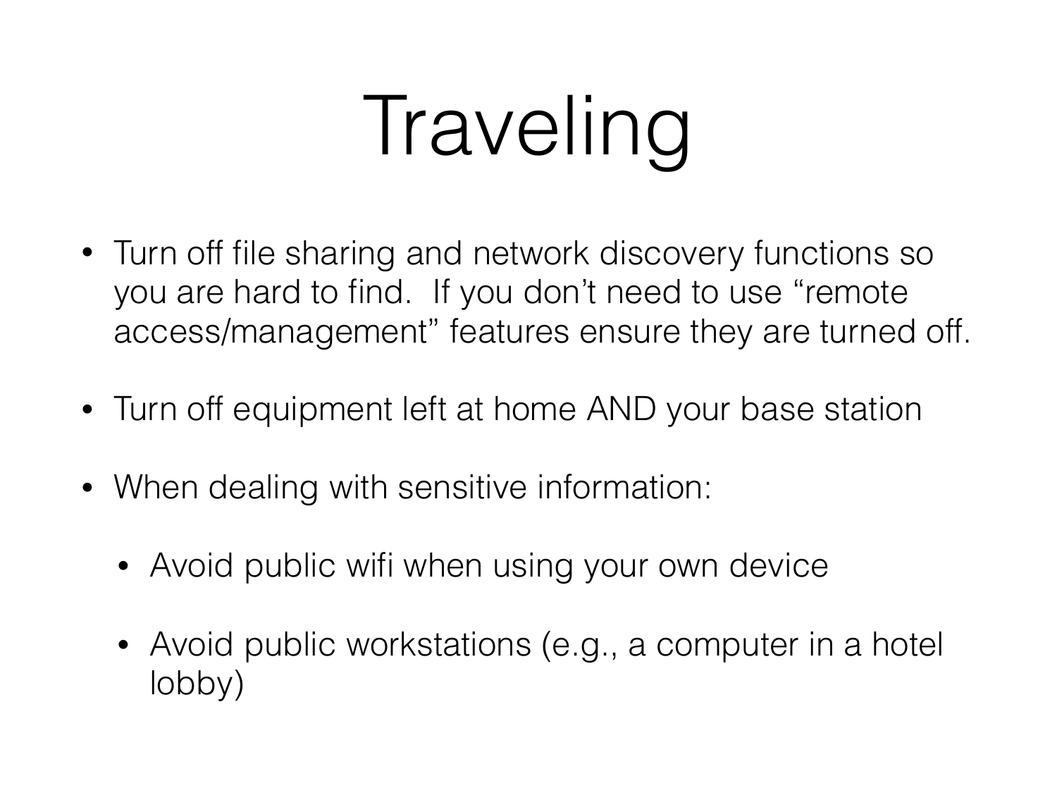# Traveling

- Turn off file sharing and network discovery functions so you are hard to find.  If you don't need to use "remote access/management" features ensure they are turned off.

- Turn off equipment left at home AND your base station

- When dealing with sensitive information:

  - Avoid public wifi when using your own device

  - Avoid public workstations (e.g., a computer in a hotel lobby)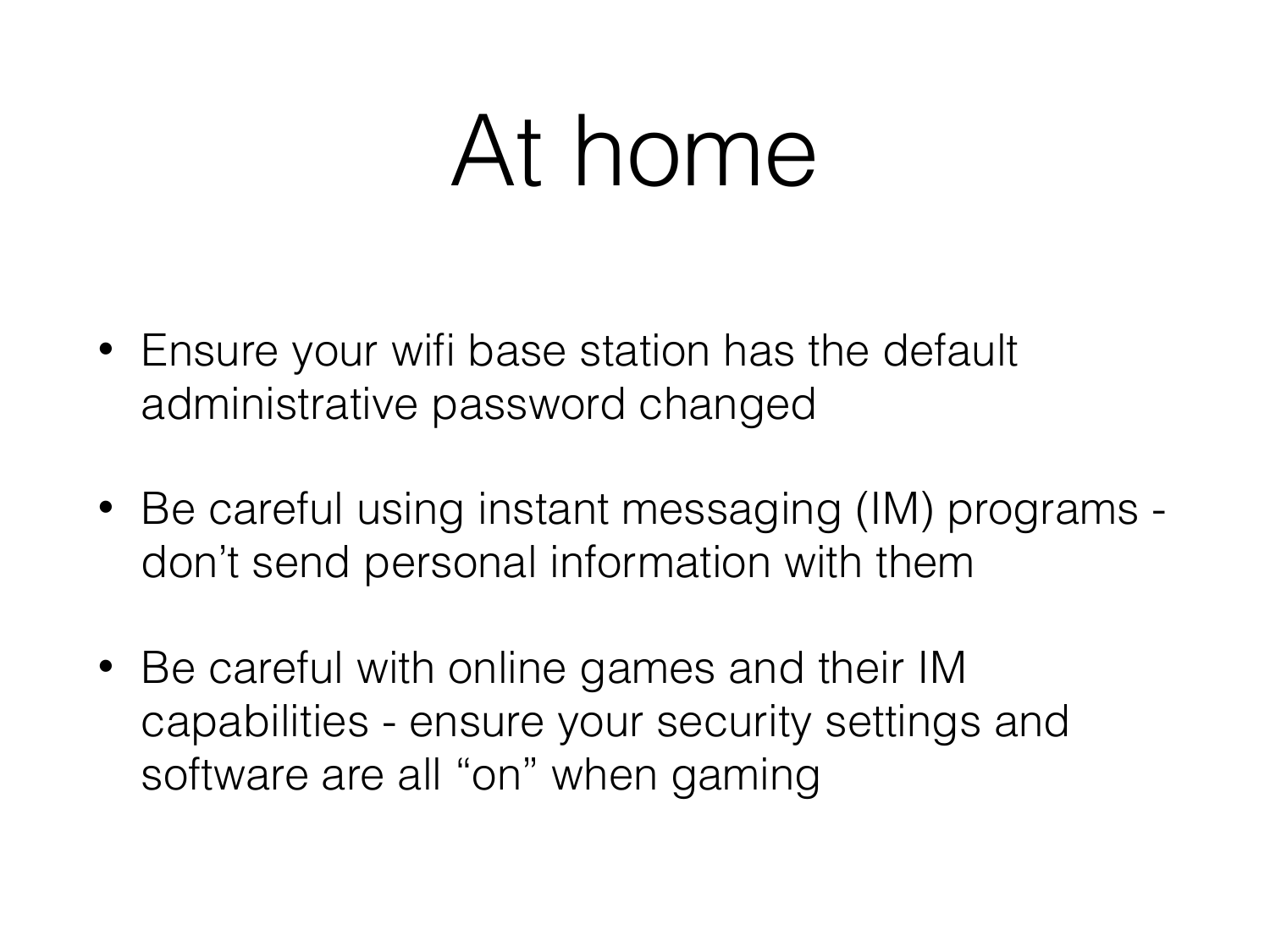# At home

- Ensure your wifi base station has the default administrative password changed
- Be careful using instant messaging (IM) programs - don't send personal information with them
- Be careful with online games and their IM capabilities - ensure your security settings and software are all "on" when gaming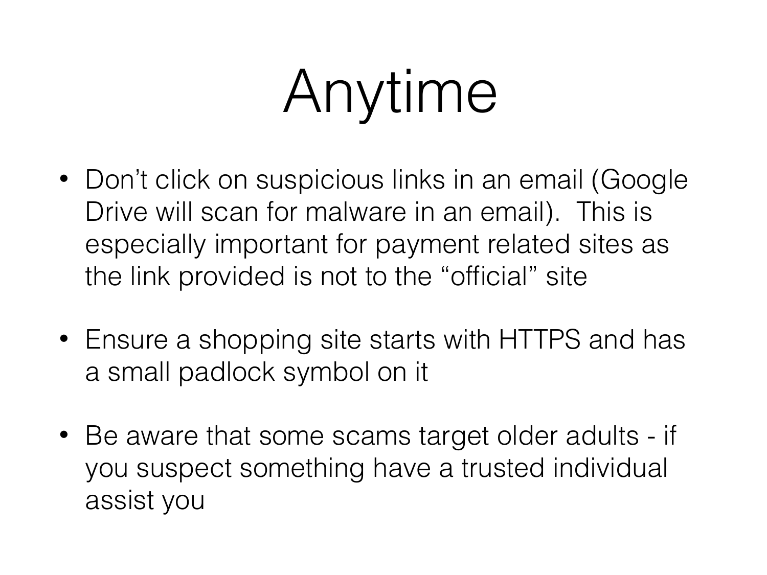# Anytime

- Don't click on suspicious links in an email (Google Drive will scan for malware in an email). This is especially important for payment related sites as the link provided is not to the "official" site

- Ensure a shopping site starts with HTTPS and has a small padlock symbol on it

- Be aware that some scams target older adults - if you suspect something have a trusted individual assist you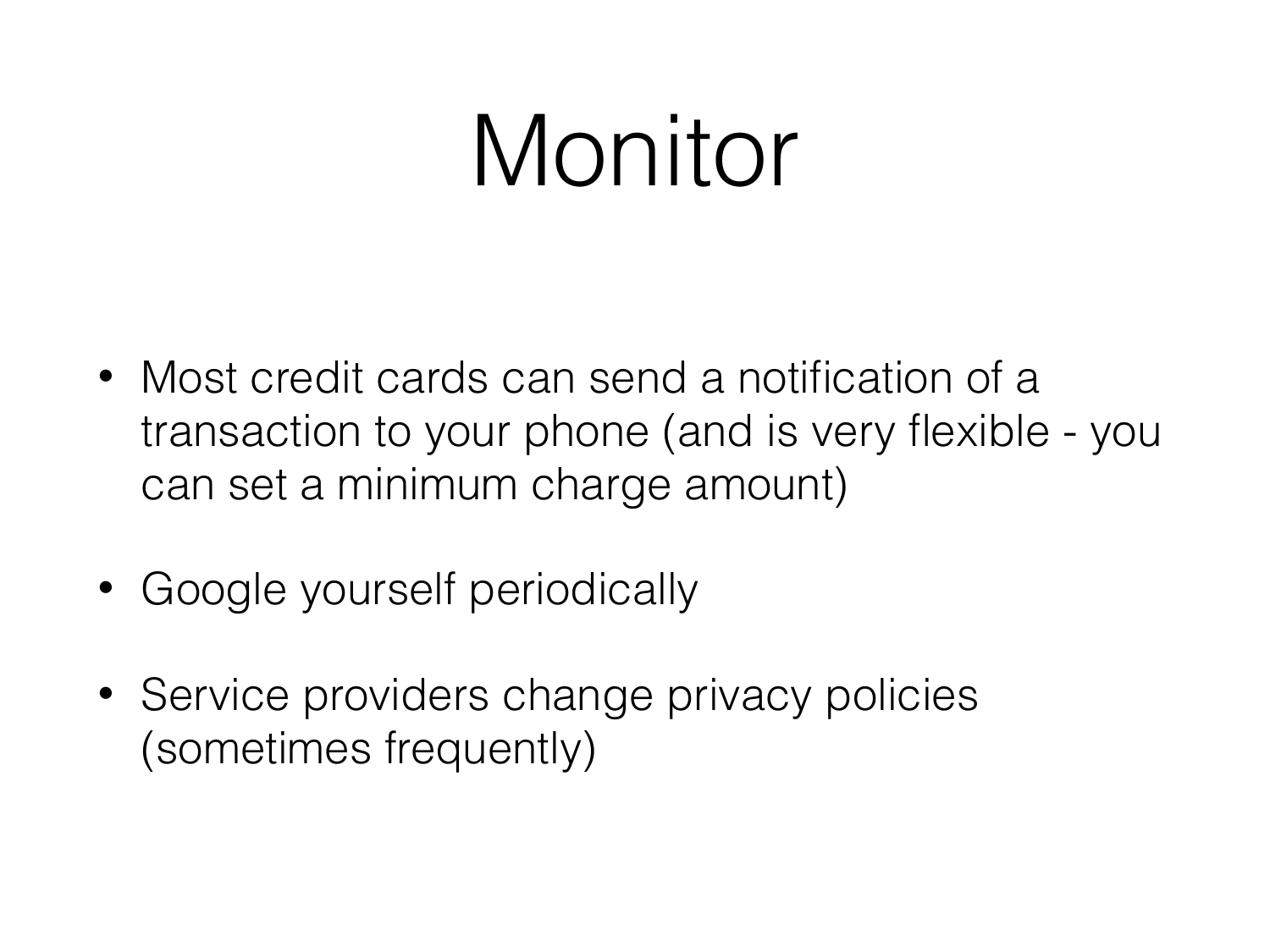# Monitor

- Most credit cards can send a notification of a transaction to your phone (and is very flexible - you can set a minimum charge amount)

- Google yourself periodically

- Service providers change privacy policies (sometimes frequently)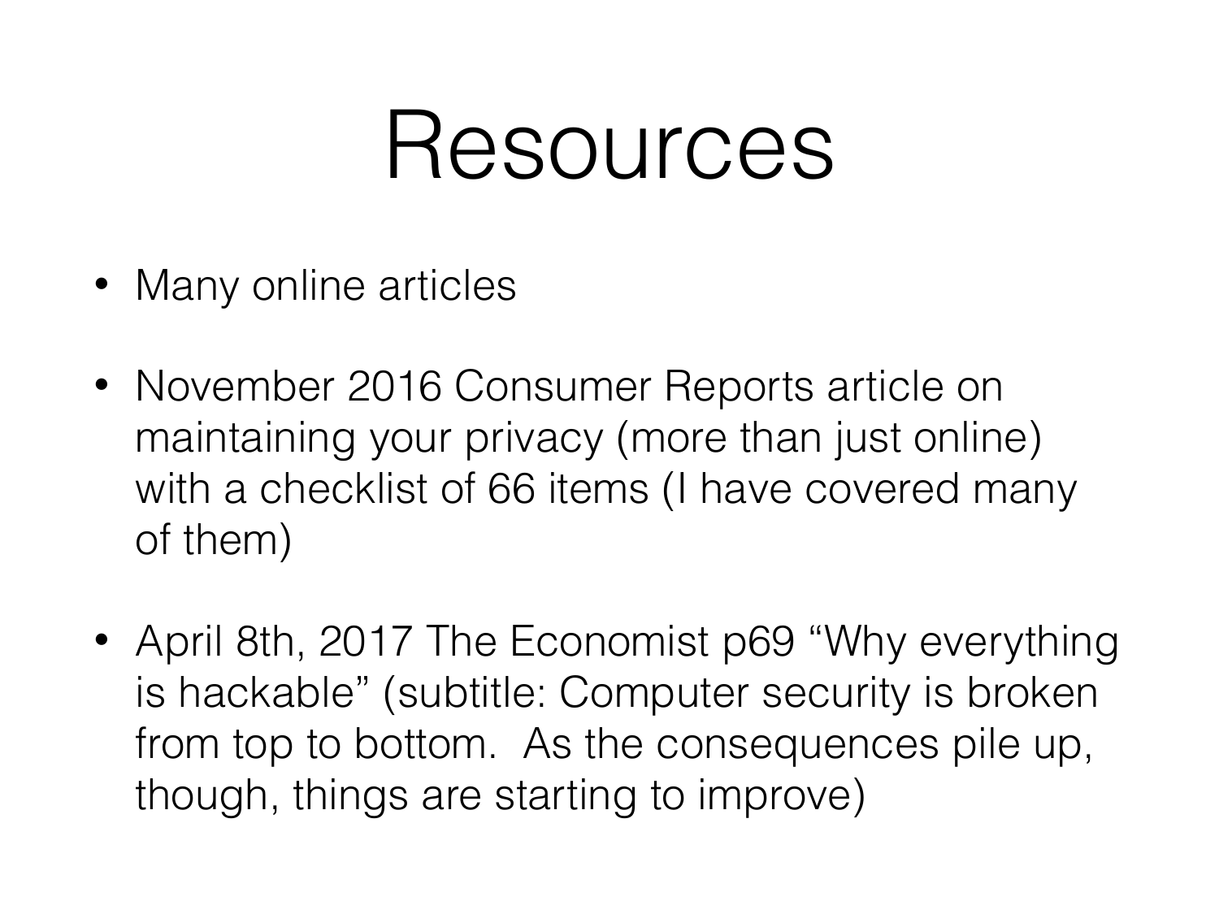# Resources

- Many online articles
- November 2016 Consumer Reports article on maintaining your privacy (more than just online) with a checklist of 66 items (I have covered many of them)
- April 8th, 2017 The Economist p69 “Why everything is hackable” (subtitle: Computer security is broken from top to bottom. As the consequences pile up, though, things are starting to improve)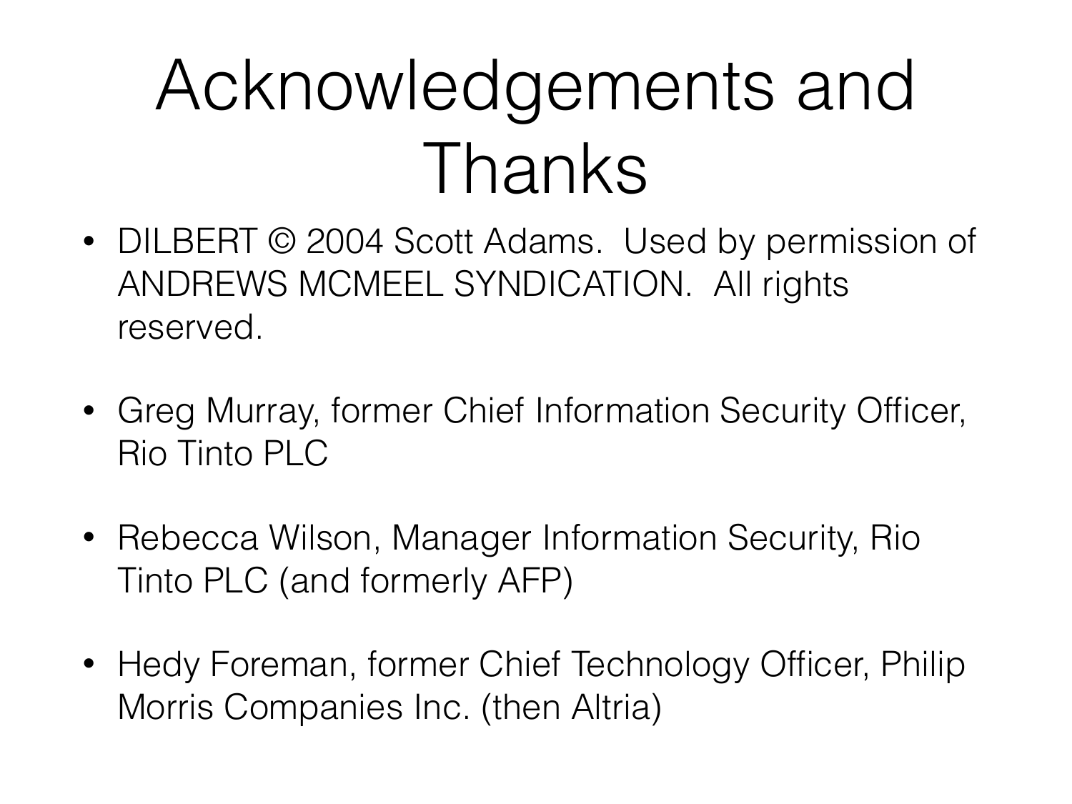# Acknowledgements and Thanks

- DILBERT © 2004 Scott Adams. Used by permission of ANDREWS MCMEEL SYNDICATION. All rights reserved.

- Greg Murray, former Chief Information Security Officer, Rio Tinto PLC

- Rebecca Wilson, Manager Information Security, Rio Tinto PLC (and formerly AFP)

- Hedy Foreman, former Chief Technology Officer, Philip Morris Companies Inc. (then Altria)